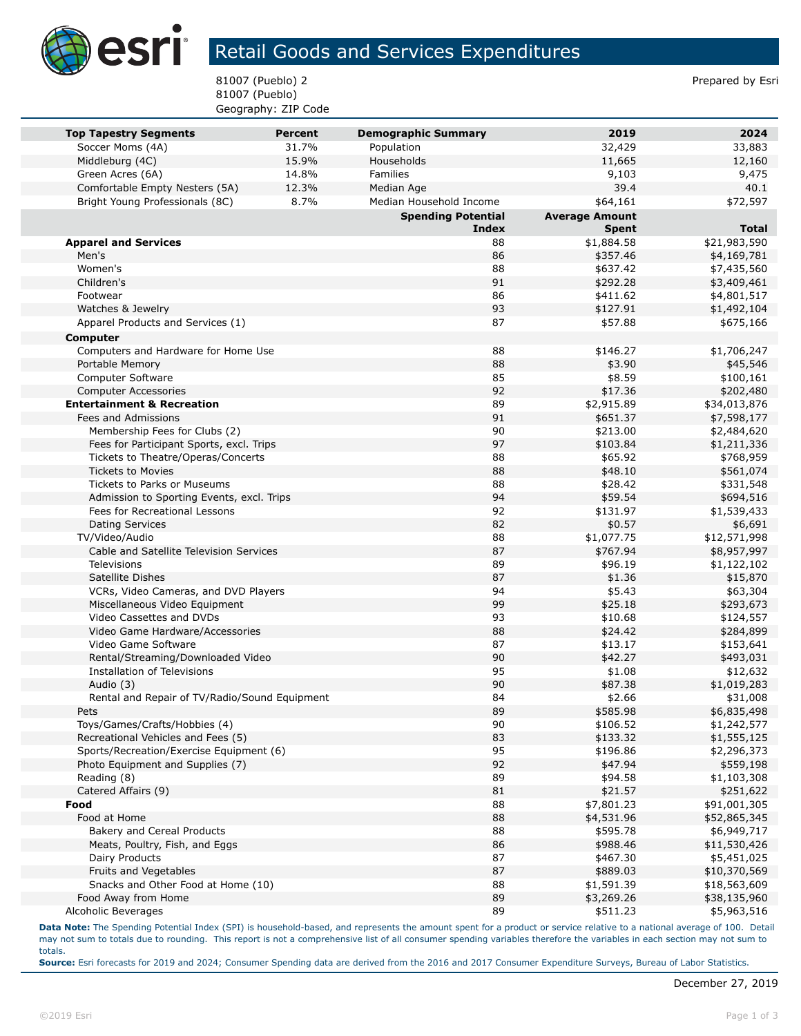# Retail Goods and Services Expenditures

81007 (Pueblo) 2
81007 (Pueblo)
Geography: ZIP Code

Prepared by Esri

| Top Tapestry Segments | Percent | Demographic Summary | 2019 | 2024 |
|---|---|---|---|---|
| Soccer Moms (4A) | 31.7% | Population | 32,429 | 33,883 |
| Middleburg (4C) | 15.9% | Households | 11,665 | 12,160 |
| Green Acres (6A) | 14.8% | Families | 9,103 | 9,475 |
| Comfortable Empty Nesters (5A) | 12.3% | Median Age | 39.4 | 40.1 |
| Bright Young Professionals (8C) | 8.7% | Median Household Income | $64,161 | $72,597 |

| | Spending Potential Index | Average Amount Spent | Total |
|---|---|---|---|
| **Apparel and Services** | 88 | $1,884.58 | $21,983,590 |
| Men's | 86 | $357.46 | $4,169,781 |
| Women's | 88 | $637.42 | $7,435,560 |
| Children's | 91 | $292.28 | $3,409,461 |
| Footwear | 86 | $411.62 | $4,801,517 |
| Watches & Jewelry | 93 | $127.91 | $1,492,104 |
| Apparel Products and Services (1) | 87 | $57.88 | $675,166 |
| **Computer** | | | |
| Computers and Hardware for Home Use | 88 | $146.27 | $1,706,247 |
| Portable Memory | 88 | $3.90 | $45,546 |
| Computer Software | 85 | $8.59 | $100,161 |
| Computer Accessories | 92 | $17.36 | $202,480 |
| **Entertainment & Recreation** | 89 | $2,915.89 | $34,013,876 |
| Fees and Admissions | 91 | $651.37 | $7,598,177 |
| Membership Fees for Clubs (2) | 90 | $213.00 | $2,484,620 |
| Fees for Participant Sports, excl. Trips | 97 | $103.84 | $1,211,336 |
| Tickets to Theatre/Operas/Concerts | 88 | $65.92 | $768,959 |
| Tickets to Movies | 88 | $48.10 | $561,074 |
| Tickets to Parks or Museums | 88 | $28.42 | $331,548 |
| Admission to Sporting Events, excl. Trips | 94 | $59.54 | $694,516 |
| Fees for Recreational Lessons | 92 | $131.97 | $1,539,433 |
| Dating Services | 82 | $0.57 | $6,691 |
| TV/Video/Audio | 88 | $1,077.75 | $12,571,998 |
| Cable and Satellite Television Services | 87 | $767.94 | $8,957,997 |
| Televisions | 89 | $96.19 | $1,122,102 |
| Satellite Dishes | 87 | $1.36 | $15,870 |
| VCRs, Video Cameras, and DVD Players | 94 | $5.43 | $63,304 |
| Miscellaneous Video Equipment | 99 | $25.18 | $293,673 |
| Video Cassettes and DVDs | 93 | $10.68 | $124,557 |
| Video Game Hardware/Accessories | 88 | $24.42 | $284,899 |
| Video Game Software | 87 | $13.17 | $153,641 |
| Rental/Streaming/Downloaded Video | 90 | $42.27 | $493,031 |
| Installation of Televisions | 95 | $1.08 | $12,632 |
| Audio (3) | 90 | $87.38 | $1,019,283 |
| Rental and Repair of TV/Radio/Sound Equipment | 84 | $2.66 | $31,008 |
| Pets | 89 | $585.98 | $6,835,498 |
| Toys/Games/Crafts/Hobbies (4) | 90 | $106.52 | $1,242,577 |
| Recreational Vehicles and Fees (5) | 83 | $133.32 | $1,555,125 |
| Sports/Recreation/Exercise Equipment (6) | 95 | $196.86 | $2,296,373 |
| Photo Equipment and Supplies (7) | 92 | $47.94 | $559,198 |
| Reading (8) | 89 | $94.58 | $1,103,308 |
| Catered Affairs (9) | 81 | $21.57 | $251,622 |
| **Food** | 88 | $7,801.23 | $91,001,305 |
| Food at Home | 88 | $4,531.96 | $52,865,345 |
| Bakery and Cereal Products | 88 | $595.78 | $6,949,717 |
| Meats, Poultry, Fish, and Eggs | 86 | $988.46 | $11,530,426 |
| Dairy Products | 87 | $467.30 | $5,451,025 |
| Fruits and Vegetables | 87 | $889.03 | $10,370,569 |
| Snacks and Other Food at Home (10) | 88 | $1,591.39 | $18,563,609 |
| Food Away from Home | 89 | $3,269.26 | $38,135,960 |
| Alcoholic Beverages | 89 | $511.23 | $5,963,516 |

**Data Note:** The Spending Potential Index (SPI) is household-based, and represents the amount spent for a product or service relative to a national average of 100. Detail may not sum to totals due to rounding. This report is not a comprehensive list of all consumer spending variables therefore the variables in each section may not sum to totals.
**Source:** Esri forecasts for 2019 and 2024; Consumer Spending data are derived from the 2016 and 2017 Consumer Expenditure Surveys, Bureau of Labor Statistics.

December 27, 2019

©2019 Esri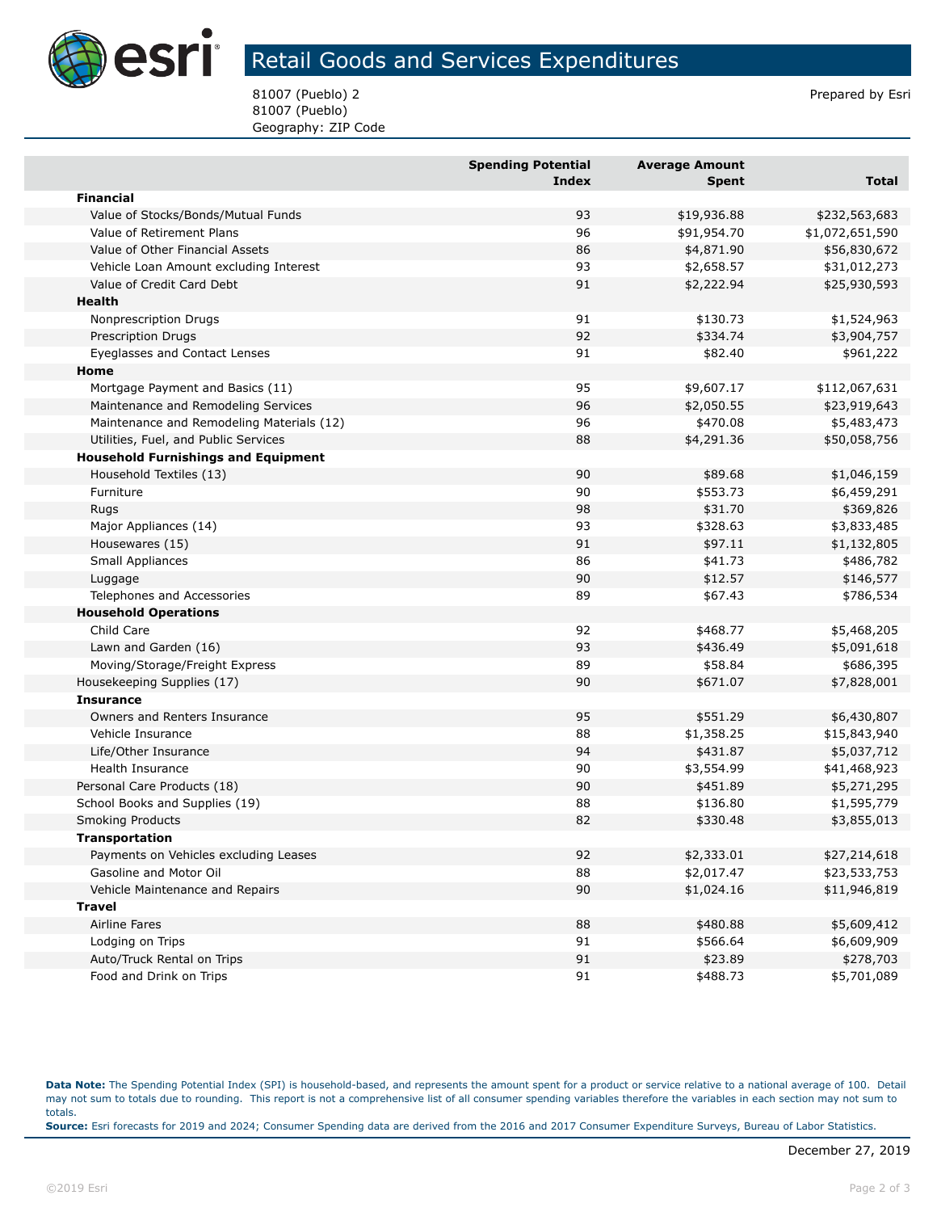# Retail Goods and Services Expenditures

81007 (Pueblo) 2
81007 (Pueblo)
Geography: ZIP Code

Prepared by Esri

| | Spending Potential Index | Average Amount Spent | Total |
|---|---|---|---|
| **Financial** | | | |
| Value of Stocks/Bonds/Mutual Funds | 93 | $19,936.88 | $232,563,683 |
| Value of Retirement Plans | 96 | $91,954.70 | $1,072,651,590 |
| Value of Other Financial Assets | 86 | $4,871.90 | $56,830,672 |
| Vehicle Loan Amount excluding Interest | 93 | $2,658.57 | $31,012,273 |
| Value of Credit Card Debt | 91 | $2,222.94 | $25,930,593 |
| **Health** | | | |
| Nonprescription Drugs | 91 | $130.73 | $1,524,963 |
| Prescription Drugs | 92 | $334.74 | $3,904,757 |
| Eyeglasses and Contact Lenses | 91 | $82.40 | $961,222 |
| **Home** | | | |
| Mortgage Payment and Basics (11) | 95 | $9,607.17 | $112,067,631 |
| Maintenance and Remodeling Services | 96 | $2,050.55 | $23,919,643 |
| Maintenance and Remodeling Materials (12) | 96 | $470.08 | $5,483,473 |
| Utilities, Fuel, and Public Services | 88 | $4,291.36 | $50,058,756 |
| **Household Furnishings and Equipment** | | | |
| Household Textiles (13) | 90 | $89.68 | $1,046,159 |
| Furniture | 90 | $553.73 | $6,459,291 |
| Rugs | 98 | $31.70 | $369,826 |
| Major Appliances (14) | 93 | $328.63 | $3,833,485 |
| Housewares (15) | 91 | $97.11 | $1,132,805 |
| Small Appliances | 86 | $41.73 | $486,782 |
| Luggage | 90 | $12.57 | $146,577 |
| Telephones and Accessories | 89 | $67.43 | $786,534 |
| **Household Operations** | | | |
| Child Care | 92 | $468.77 | $5,468,205 |
| Lawn and Garden (16) | 93 | $436.49 | $5,091,618 |
| Moving/Storage/Freight Express | 89 | $58.84 | $686,395 |
| Housekeeping Supplies (17) | 90 | $671.07 | $7,828,001 |
| **Insurance** | | | |
| Owners and Renters Insurance | 95 | $551.29 | $6,430,807 |
| Vehicle Insurance | 88 | $1,358.25 | $15,843,940 |
| Life/Other Insurance | 94 | $431.87 | $5,037,712 |
| Health Insurance | 90 | $3,554.99 | $41,468,923 |
| Personal Care Products (18) | 90 | $451.89 | $5,271,295 |
| School Books and Supplies (19) | 88 | $136.80 | $1,595,779 |
| Smoking Products | 82 | $330.48 | $3,855,013 |
| **Transportation** | | | |
| Payments on Vehicles excluding Leases | 92 | $2,333.01 | $27,214,618 |
| Gasoline and Motor Oil | 88 | $2,017.47 | $23,533,753 |
| Vehicle Maintenance and Repairs | 90 | $1,024.16 | $11,946,819 |
| **Travel** | | | |
| Airline Fares | 88 | $480.88 | $5,609,412 |
| Lodging on Trips | 91 | $566.64 | $6,609,909 |
| Auto/Truck Rental on Trips | 91 | $23.89 | $278,703 |
| Food and Drink on Trips | 91 | $488.73 | $5,701,089 |

**Data Note:** The Spending Potential Index (SPI) is household-based, and represents the amount spent for a product or service relative to a national average of 100. Detail may not sum to totals due to rounding. This report is not a comprehensive list of all consumer spending variables therefore the variables in each section may not sum to totals.
**Source:** Esri forecasts for 2019 and 2024; Consumer Spending data are derived from the 2016 and 2017 Consumer Expenditure Surveys, Bureau of Labor Statistics.

December 27, 2019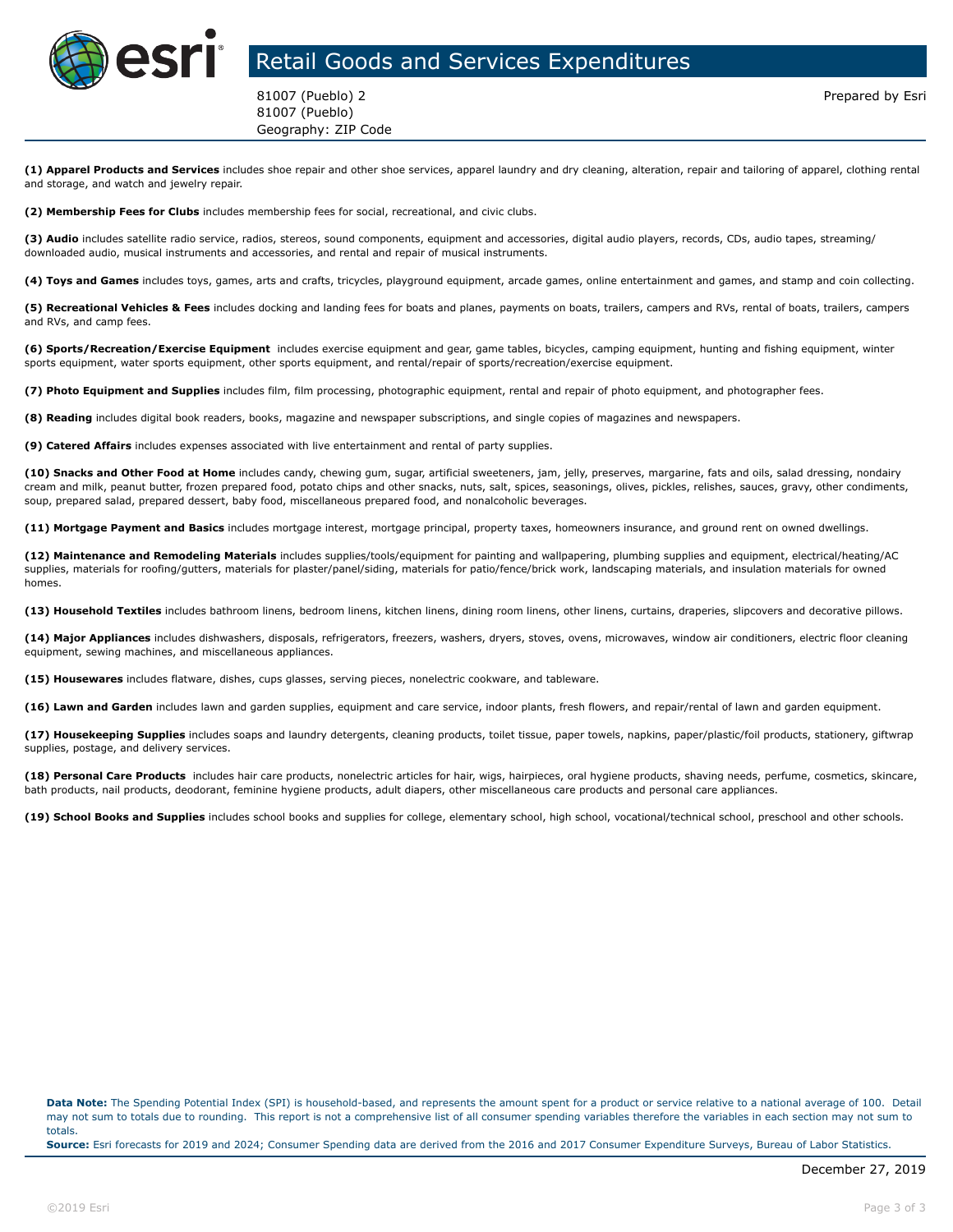# Retail Goods and Services Expenditures

81007 (Pueblo) 2
81007 (Pueblo)
Geography: ZIP Code

Prepared by Esri

**(1) Apparel Products and Services** includes shoe repair and other shoe services, apparel laundry and dry cleaning, alteration, repair and tailoring of apparel, clothing rental and storage, and watch and jewelry repair.

**(2) Membership Fees for Clubs** includes membership fees for social, recreational, and civic clubs.

**(3) Audio** includes satellite radio service, radios, stereos, sound components, equipment and accessories, digital audio players, records, CDs, audio tapes, streaming/ downloaded audio, musical instruments and accessories, and rental and repair of musical instruments.

**(4) Toys and Games** includes toys, games, arts and crafts, tricycles, playground equipment, arcade games, online entertainment and games, and stamp and coin collecting.

**(5) Recreational Vehicles & Fees** includes docking and landing fees for boats and planes, payments on boats, trailers, campers and RVs, rental of boats, trailers, campers and RVs, and camp fees.

**(6) Sports/Recreation/Exercise Equipment** includes exercise equipment and gear, game tables, bicycles, camping equipment, hunting and fishing equipment, winter sports equipment, water sports equipment, other sports equipment, and rental/repair of sports/recreation/exercise equipment.

**(7) Photo Equipment and Supplies** includes film, film processing, photographic equipment, rental and repair of photo equipment, and photographer fees.

**(8) Reading** includes digital book readers, books, magazine and newspaper subscriptions, and single copies of magazines and newspapers.

**(9) Catered Affairs** includes expenses associated with live entertainment and rental of party supplies.

**(10) Snacks and Other Food at Home** includes candy, chewing gum, sugar, artificial sweeteners, jam, jelly, preserves, margarine, fats and oils, salad dressing, nondairy cream and milk, peanut butter, frozen prepared food, potato chips and other snacks, nuts, salt, spices, seasonings, olives, pickles, relishes, sauces, gravy, other condiments, soup, prepared salad, prepared dessert, baby food, miscellaneous prepared food, and nonalcoholic beverages.

**(11) Mortgage Payment and Basics** includes mortgage interest, mortgage principal, property taxes, homeowners insurance, and ground rent on owned dwellings.

**(12) Maintenance and Remodeling Materials** includes supplies/tools/equipment for painting and wallpapering, plumbing supplies and equipment, electrical/heating/AC supplies, materials for roofing/gutters, materials for plaster/panel/siding, materials for patio/fence/brick work, landscaping materials, and insulation materials for owned homes.

**(13) Household Textiles** includes bathroom linens, bedroom linens, kitchen linens, dining room linens, other linens, curtains, draperies, slipcovers and decorative pillows.

**(14) Major Appliances** includes dishwashers, disposals, refrigerators, freezers, washers, dryers, stoves, ovens, microwaves, window air conditioners, electric floor cleaning equipment, sewing machines, and miscellaneous appliances.

**(15) Housewares** includes flatware, dishes, cups glasses, serving pieces, nonelectric cookware, and tableware.

**(16) Lawn and Garden** includes lawn and garden supplies, equipment and care service, indoor plants, fresh flowers, and repair/rental of lawn and garden equipment.

**(17) Housekeeping Supplies** includes soaps and laundry detergents, cleaning products, toilet tissue, paper towels, napkins, paper/plastic/foil products, stationery, giftwrap supplies, postage, and delivery services.

**(18) Personal Care Products** includes hair care products, nonelectric articles for hair, wigs, hairpieces, oral hygiene products, shaving needs, perfume, cosmetics, skincare, bath products, nail products, deodorant, feminine hygiene products, adult diapers, other miscellaneous care products and personal care appliances.

**(19) School Books and Supplies** includes school books and supplies for college, elementary school, high school, vocational/technical school, preschool and other schools.

**Data Note:** The Spending Potential Index (SPI) is household-based, and represents the amount spent for a product or service relative to a national average of 100. Detail may not sum to totals due to rounding. This report is not a comprehensive list of all consumer spending variables therefore the variables in each section may not sum to totals.
**Source:** Esri forecasts for 2019 and 2024; Consumer Spending data are derived from the 2016 and 2017 Consumer Expenditure Surveys, Bureau of Labor Statistics.

December 27, 2019

©2019 Esri